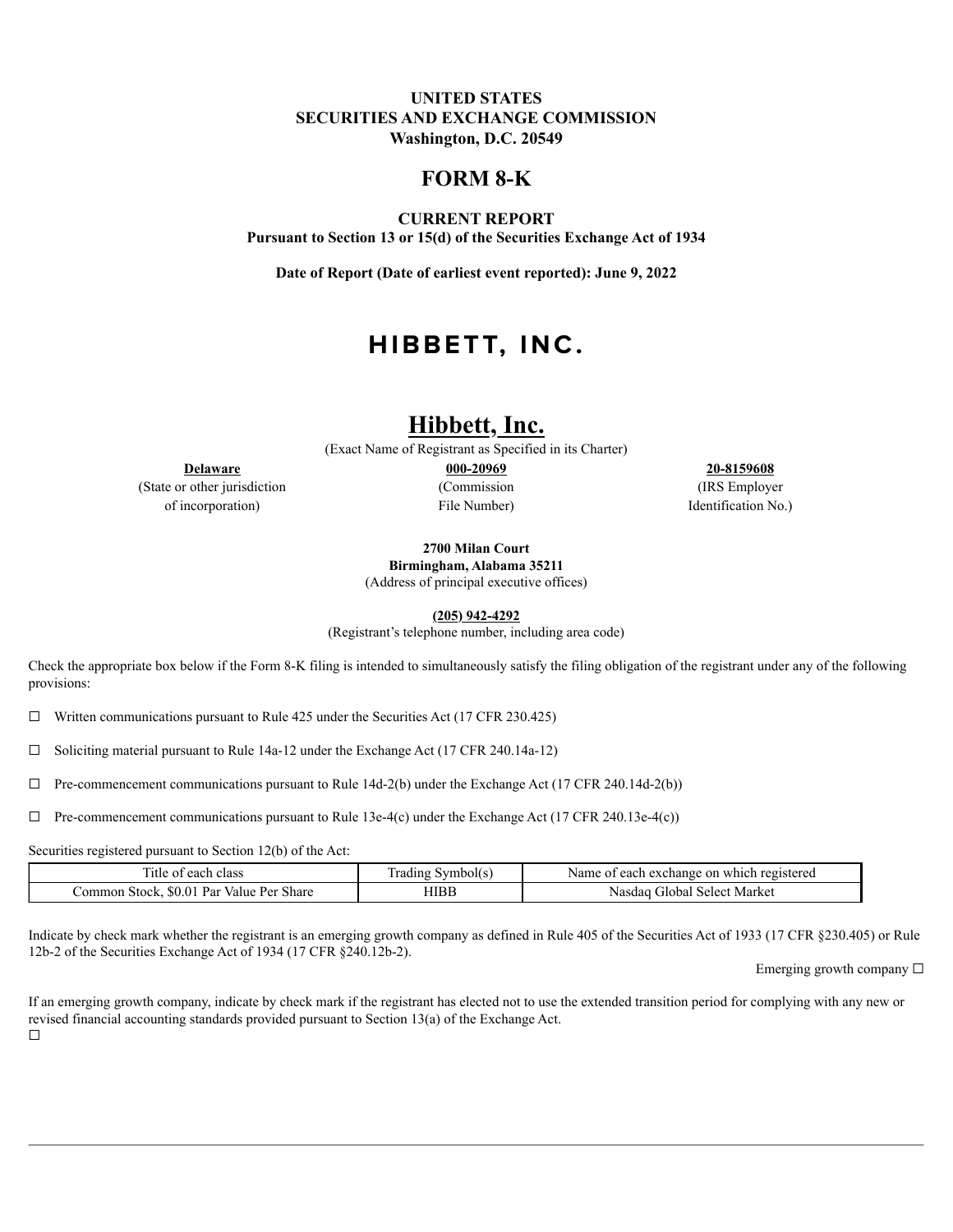**UNITED STATES**
**SECURITIES AND EXCHANGE COMMISSION**
**Washington, D.C. 20549**

# FORM 8-K

**CURRENT REPORT**
**Pursuant to Section 13 or 15(d) of the Securities Exchange Act of 1934**

**Date of Report (Date of earliest event reported): June 9, 2022**

**HIBBETT, INC.**

# Hibbett, Inc.

(Exact Name of Registrant as Specified in its Charter)

| **Delaware** | **000-20969** | **20-8159608** |
|---|---|---|
| (State or other jurisdiction of incorporation) | (Commission File Number) | (IRS Employer Identification No.) |

**2700 Milan Court**
**Birmingham, Alabama 35211**
(Address of principal executive offices)

**(205) 942-4292**
(Registrant's telephone number, including area code)

Check the appropriate box below if the Form 8-K filing is intended to simultaneously satisfy the filing obligation of the registrant under any of the following provisions:

☐ Written communications pursuant to Rule 425 under the Securities Act (17 CFR 230.425)

☐ Soliciting material pursuant to Rule 14a-12 under the Exchange Act (17 CFR 240.14a-12)

☐ Pre-commencement communications pursuant to Rule 14d-2(b) under the Exchange Act (17 CFR 240.14d-2(b))

☐ Pre-commencement communications pursuant to Rule 13e-4(c) under the Exchange Act (17 CFR 240.13e-4(c))

Securities registered pursuant to Section 12(b) of the Act:

| Title of each class | Trading Symbol(s) | Name of each exchange on which registered |
|---|---|---|
| Common Stock, $0.01 Par Value Per Share | HIBB | Nasdaq Global Select Market |

Indicate by check mark whether the registrant is an emerging growth company as defined in Rule 405 of the Securities Act of 1933 (17 CFR §230.405) or Rule 12b-2 of the Securities Exchange Act of 1934 (17 CFR §240.12b-2).

Emerging growth company ☐

If an emerging growth company, indicate by check mark if the registrant has elected not to use the extended transition period for complying with any new or revised financial accounting standards provided pursuant to Section 13(a) of the Exchange Act.
☐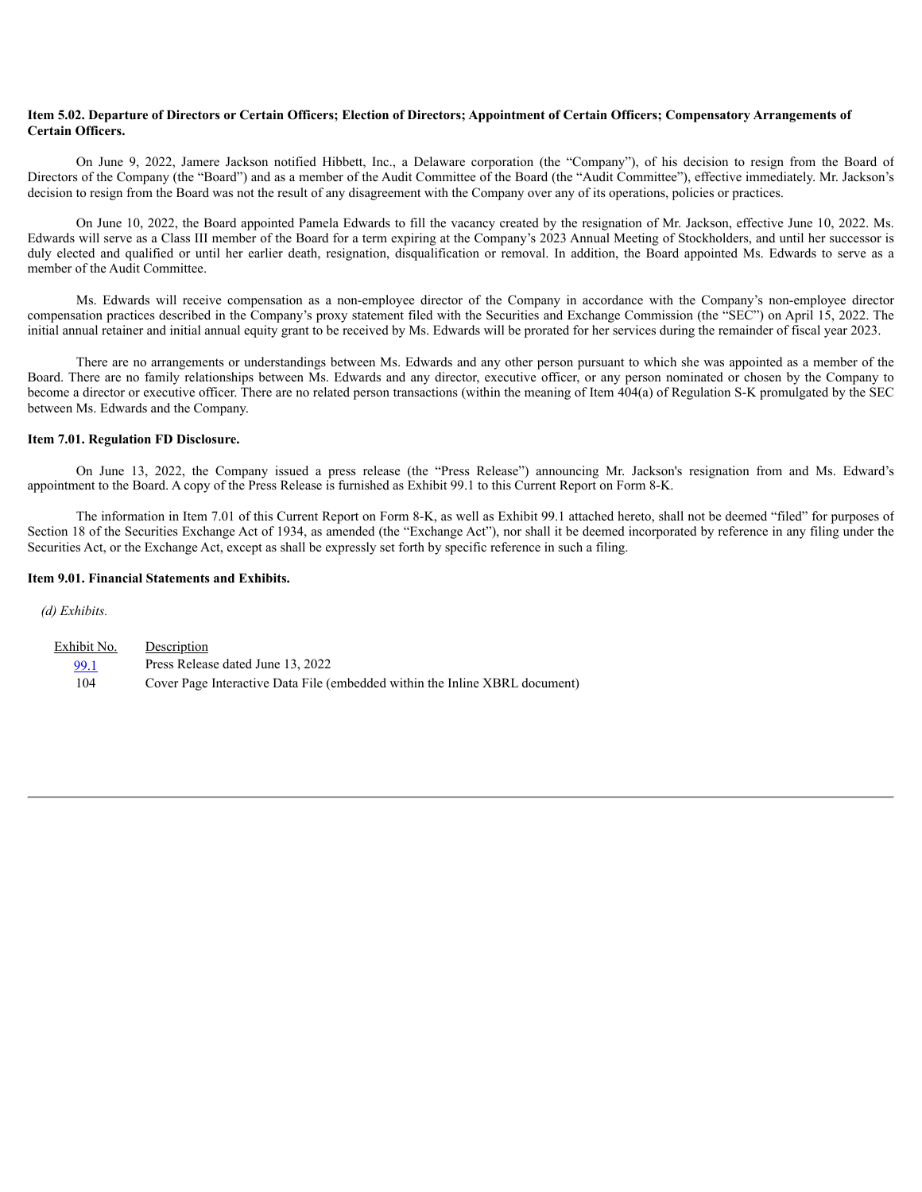**Item 5.02. Departure of Directors or Certain Officers; Election of Directors; Appointment of Certain Officers; Compensatory Arrangements of Certain Officers.**

On June 9, 2022, Jamere Jackson notified Hibbett, Inc., a Delaware corporation (the "Company"), of his decision to resign from the Board of Directors of the Company (the "Board") and as a member of the Audit Committee of the Board (the "Audit Committee"), effective immediately. Mr. Jackson's decision to resign from the Board was not the result of any disagreement with the Company over any of its operations, policies or practices.

On June 10, 2022, the Board appointed Pamela Edwards to fill the vacancy created by the resignation of Mr. Jackson, effective June 10, 2022. Ms. Edwards will serve as a Class III member of the Board for a term expiring at the Company's 2023 Annual Meeting of Stockholders, and until her successor is duly elected and qualified or until her earlier death, resignation, disqualification or removal. In addition, the Board appointed Ms. Edwards to serve as a member of the Audit Committee.

Ms. Edwards will receive compensation as a non-employee director of the Company in accordance with the Company's non-employee director compensation practices described in the Company's proxy statement filed with the Securities and Exchange Commission (the "SEC") on April 15, 2022. The initial annual retainer and initial annual equity grant to be received by Ms. Edwards will be prorated for her services during the remainder of fiscal year 2023.

There are no arrangements or understandings between Ms. Edwards and any other person pursuant to which she was appointed as a member of the Board. There are no family relationships between Ms. Edwards and any director, executive officer, or any person nominated or chosen by the Company to become a director or executive officer. There are no related person transactions (within the meaning of Item 404(a) of Regulation S-K promulgated by the SEC between Ms. Edwards and the Company.

**Item 7.01. Regulation FD Disclosure.**

On June 13, 2022, the Company issued a press release (the "Press Release") announcing Mr. Jackson's resignation from and Ms. Edward's appointment to the Board. A copy of the Press Release is furnished as Exhibit 99.1 to this Current Report on Form 8-K.

The information in Item 7.01 of this Current Report on Form 8-K, as well as Exhibit 99.1 attached hereto, shall not be deemed "filed" for purposes of Section 18 of the Securities Exchange Act of 1934, as amended (the "Exchange Act"), nor shall it be deemed incorporated by reference in any filing under the Securities Act, or the Exchange Act, except as shall be expressly set forth by specific reference in such a filing.

**Item 9.01. Financial Statements and Exhibits.**

*(d) Exhibits.*

| Exhibit No. | Description |
|---|---|
| 99.1 | Press Release dated June 13, 2022 |
| 104 | Cover Page Interactive Data File (embedded within the Inline XBRL document) |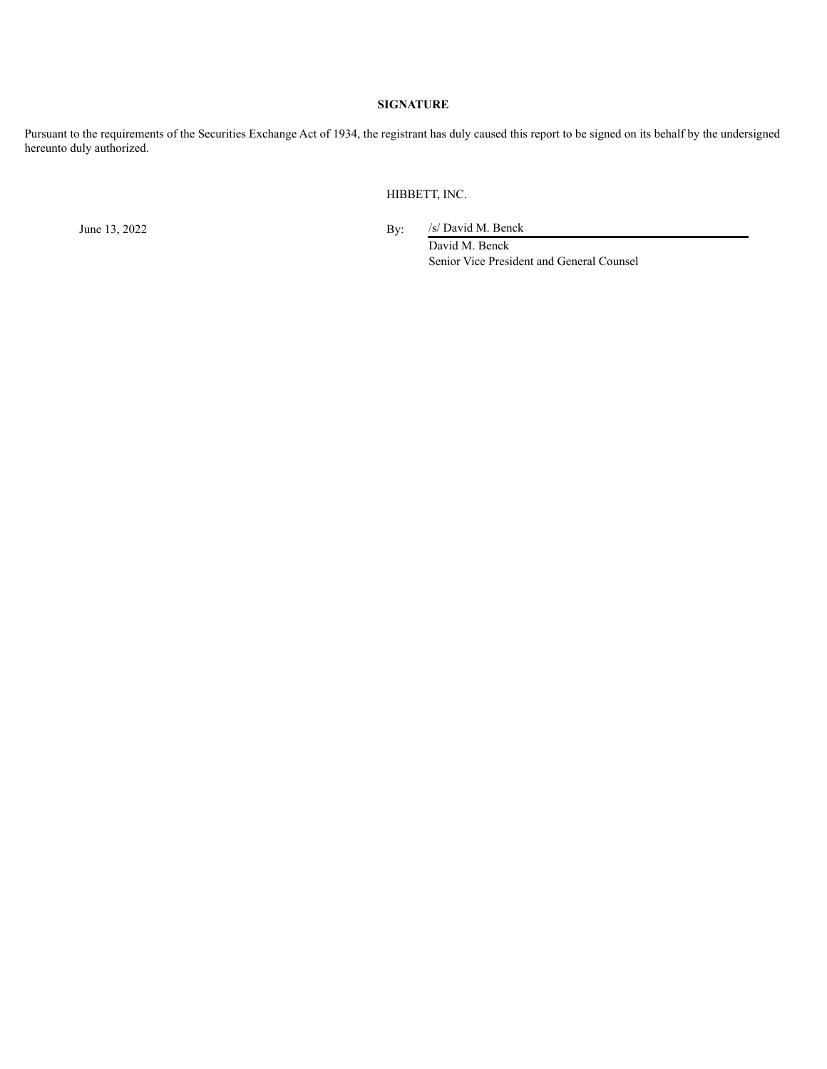**SIGNATURE**

Pursuant to the requirements of the Securities Exchange Act of 1934, the registrant has duly caused this report to be signed on its behalf by the undersigned hereunto duly authorized.

HIBBETT, INC.

June 13, 2022

By: /s/ David M. Benck

David M. Benck

Senior Vice President and General Counsel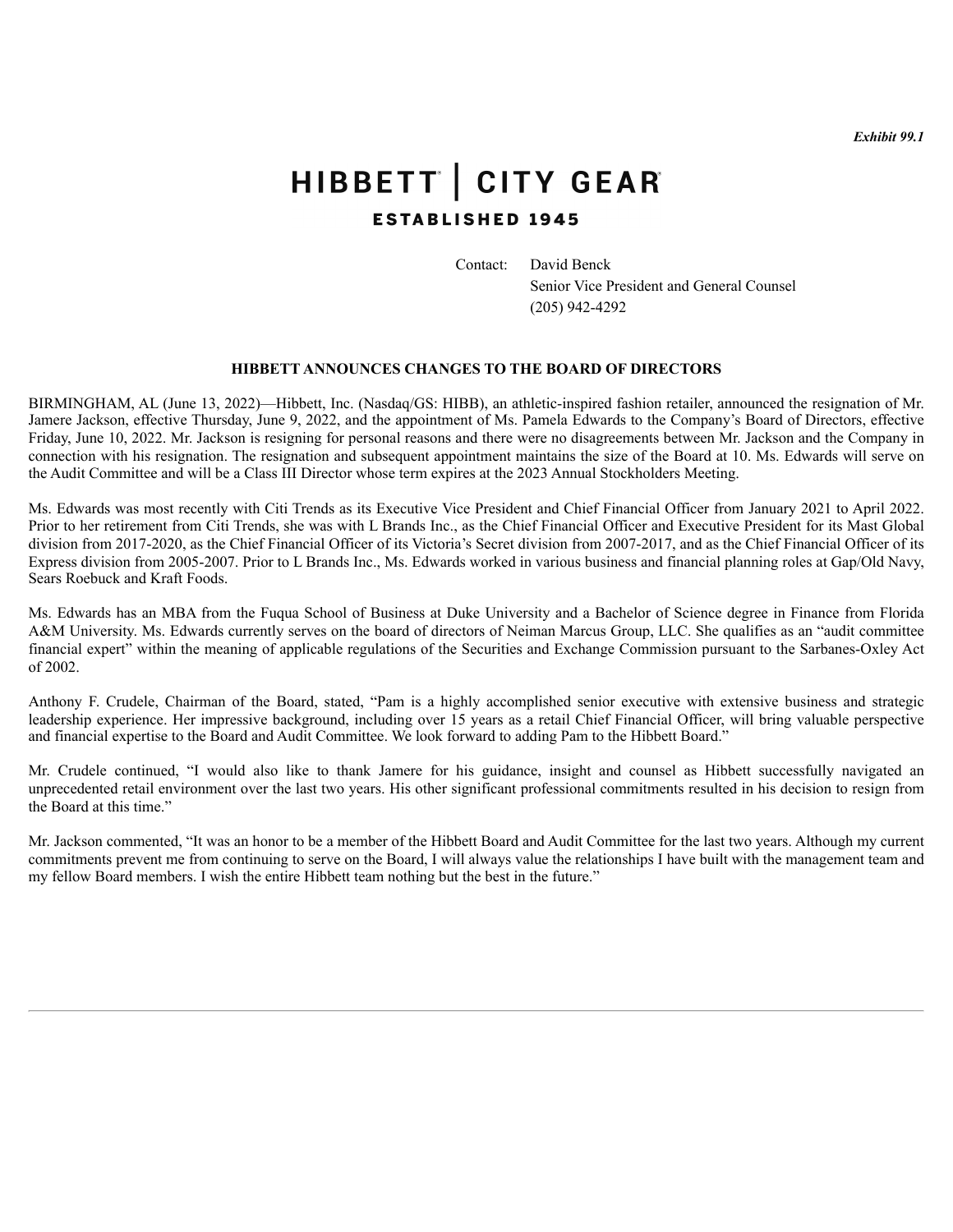*Exhibit 99.1*

# HIBBETT | CITY GEAR

**ESTABLISHED 1945**

Contact: David Benck
Senior Vice President and General Counsel
(205) 942-4292

## HIBBETT ANNOUNCES CHANGES TO THE BOARD OF DIRECTORS

BIRMINGHAM, AL (June 13, 2022)—Hibbett, Inc. (Nasdaq/GS: HIBB), an athletic-inspired fashion retailer, announced the resignation of Mr. Jamere Jackson, effective Thursday, June 9, 2022, and the appointment of Ms. Pamela Edwards to the Company's Board of Directors, effective Friday, June 10, 2022. Mr. Jackson is resigning for personal reasons and there were no disagreements between Mr. Jackson and the Company in connection with his resignation. The resignation and subsequent appointment maintains the size of the Board at 10. Ms. Edwards will serve on the Audit Committee and will be a Class III Director whose term expires at the 2023 Annual Stockholders Meeting.

Ms. Edwards was most recently with Citi Trends as its Executive Vice President and Chief Financial Officer from January 2021 to April 2022. Prior to her retirement from Citi Trends, she was with L Brands Inc., as the Chief Financial Officer and Executive President for its Mast Global division from 2017-2020, as the Chief Financial Officer of its Victoria's Secret division from 2007-2017, and as the Chief Financial Officer of its Express division from 2005-2007. Prior to L Brands Inc., Ms. Edwards worked in various business and financial planning roles at Gap/Old Navy, Sears Roebuck and Kraft Foods.

Ms. Edwards has an MBA from the Fuqua School of Business at Duke University and a Bachelor of Science degree in Finance from Florida A&M University. Ms. Edwards currently serves on the board of directors of Neiman Marcus Group, LLC. She qualifies as an "audit committee financial expert" within the meaning of applicable regulations of the Securities and Exchange Commission pursuant to the Sarbanes-Oxley Act of 2002.

Anthony F. Crudele, Chairman of the Board, stated, "Pam is a highly accomplished senior executive with extensive business and strategic leadership experience. Her impressive background, including over 15 years as a retail Chief Financial Officer, will bring valuable perspective and financial expertise to the Board and Audit Committee. We look forward to adding Pam to the Hibbett Board."

Mr. Crudele continued, "I would also like to thank Jamere for his guidance, insight and counsel as Hibbett successfully navigated an unprecedented retail environment over the last two years. His other significant professional commitments resulted in his decision to resign from the Board at this time."

Mr. Jackson commented, "It was an honor to be a member of the Hibbett Board and Audit Committee for the last two years. Although my current commitments prevent me from continuing to serve on the Board, I will always value the relationships I have built with the management team and my fellow Board members. I wish the entire Hibbett team nothing but the best in the future."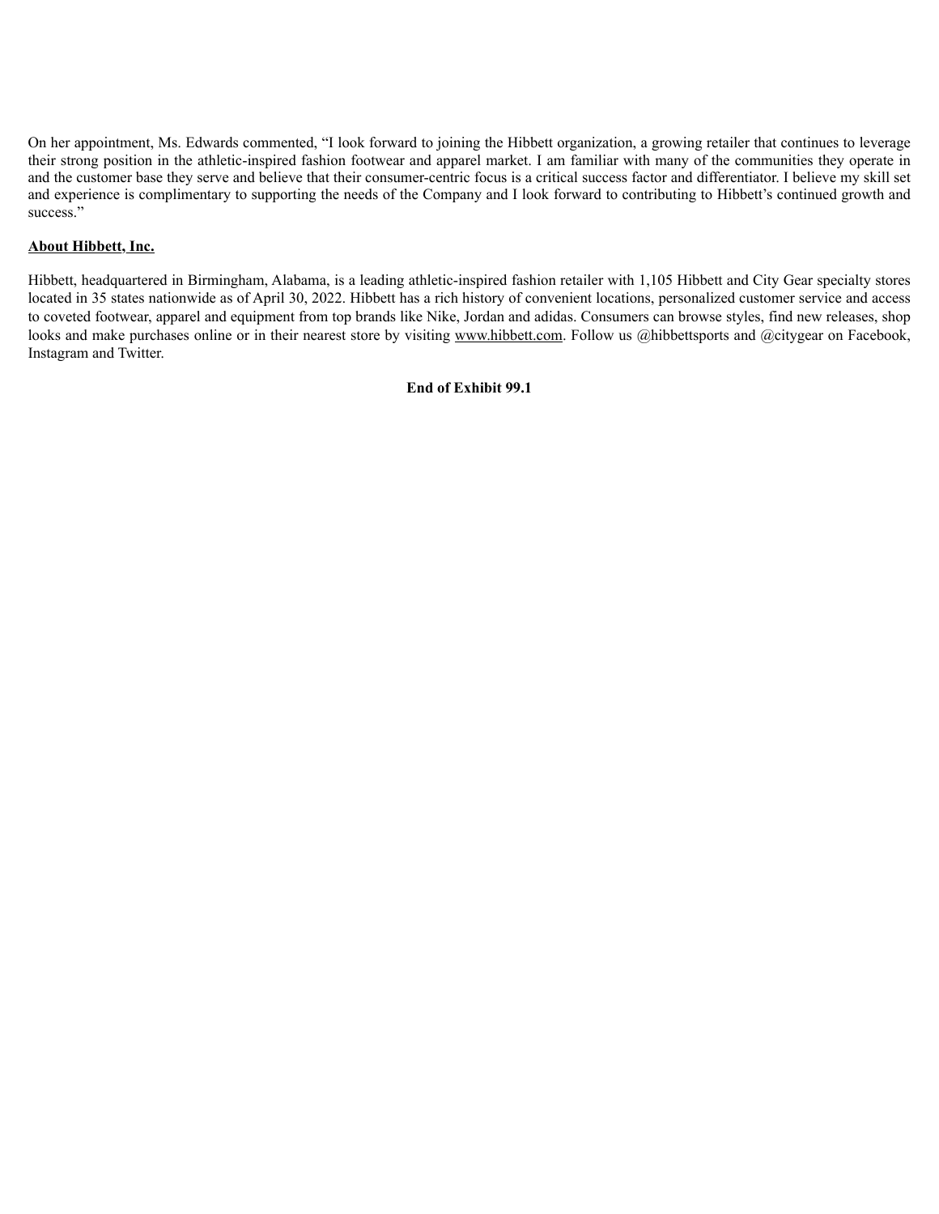On her appointment, Ms. Edwards commented, "I look forward to joining the Hibbett organization, a growing retailer that continues to leverage their strong position in the athletic-inspired fashion footwear and apparel market. I am familiar with many of the communities they operate in and the customer base they serve and believe that their consumer-centric focus is a critical success factor and differentiator. I believe my skill set and experience is complimentary to supporting the needs of the Company and I look forward to contributing to Hibbett's continued growth and success."

**About Hibbett, Inc.**

Hibbett, headquartered in Birmingham, Alabama, is a leading athletic-inspired fashion retailer with 1,105 Hibbett and City Gear specialty stores located in 35 states nationwide as of April 30, 2022. Hibbett has a rich history of convenient locations, personalized customer service and access to coveted footwear, apparel and equipment from top brands like Nike, Jordan and adidas. Consumers can browse styles, find new releases, shop looks and make purchases online or in their nearest store by visiting www.hibbett.com. Follow us @hibbettsports and @citygear on Facebook, Instagram and Twitter.

**End of Exhibit 99.1**